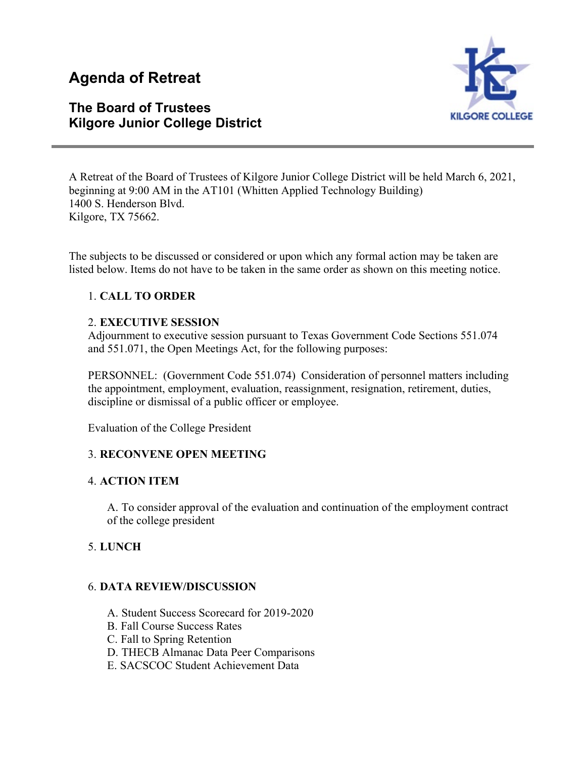# Agenda of Retreat

## The Board of Trustees
## Kilgore Junior College District

---

A Retreat of the Board of Trustees of Kilgore Junior College District will be held March 6, 2021, beginning at 9:00 AM in the AT101 (Whitten Applied Technology Building)
1400 S. Henderson Blvd.
Kilgore, TX 75662.

The subjects to be discussed or considered or upon which any formal action may be taken are listed below. Items do not have to be taken in the same order as shown on this meeting notice.

1. **CALL TO ORDER**

2. **EXECUTIVE SESSION**
   Adjournment to executive session pursuant to Texas Government Code Sections 551.074 and 551.071, the Open Meetings Act, for the following purposes:

   PERSONNEL: (Government Code 551.074) Consideration of personnel matters including the appointment, employment, evaluation, reassignment, resignation, retirement, duties, discipline or dismissal of a public officer or employee.

   Evaluation of the College President

3. **RECONVENE OPEN MEETING**

4. **ACTION ITEM**

   A. To consider approval of the evaluation and continuation of the employment contract of the college president

5. **LUNCH**

6. **DATA REVIEW/DISCUSSION**

   A. Student Success Scorecard for 2019-2020
   B. Fall Course Success Rates
   C. Fall to Spring Retention
   D. THECB Almanac Data Peer Comparisons
   E. SACSCOC Student Achievement Data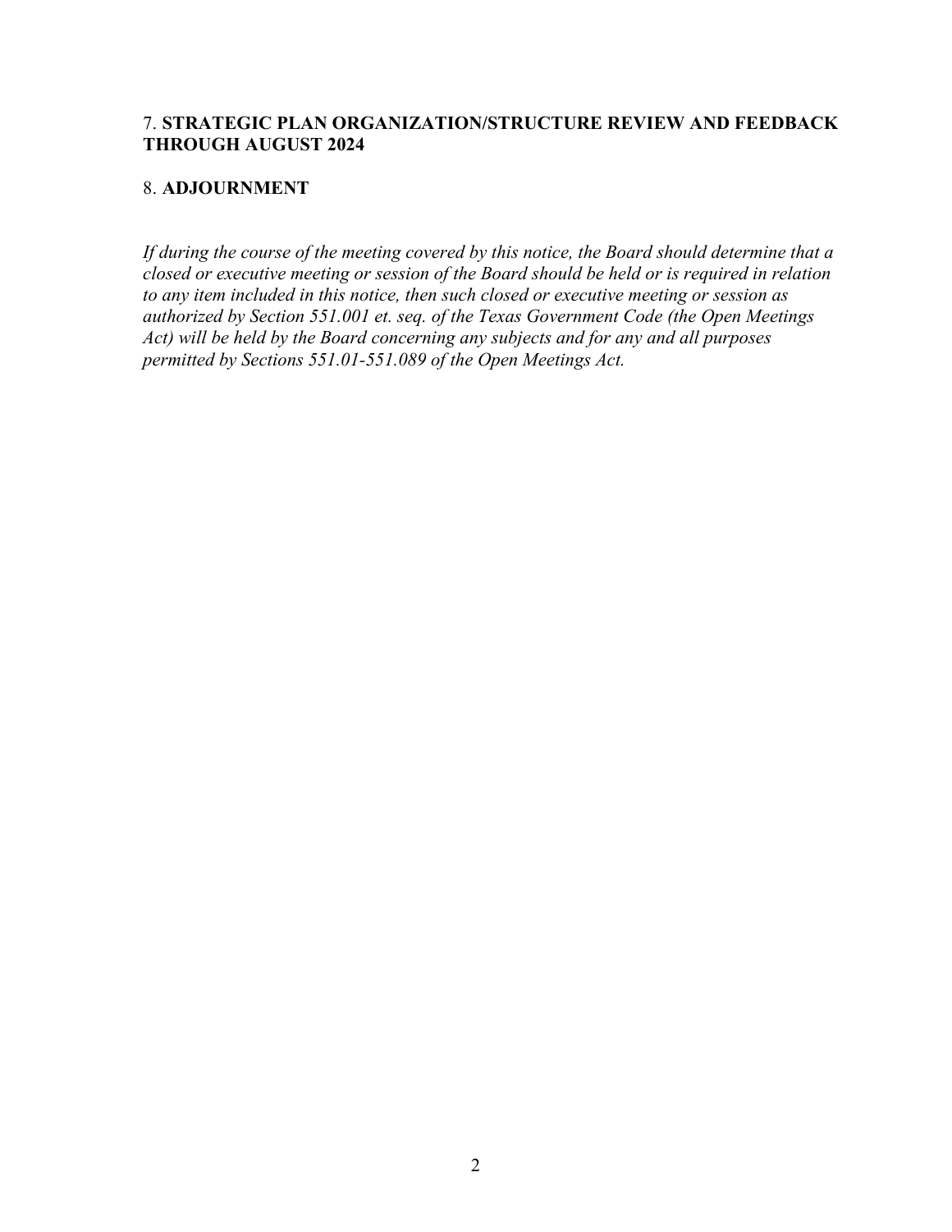7. **STRATEGIC PLAN ORGANIZATION/STRUCTURE REVIEW AND FEEDBACK THROUGH AUGUST 2024**

8. **ADJOURNMENT**

*If during the course of the meeting covered by this notice, the Board should determine that a closed or executive meeting or session of the Board should be held or is required in relation to any item included in this notice, then such closed or executive meeting or session as authorized by Section 551.001 et. seq. of the Texas Government Code (the Open Meetings Act) will be held by the Board concerning any subjects and for any and all purposes permitted by Sections 551.01-551.089 of the Open Meetings Act.*